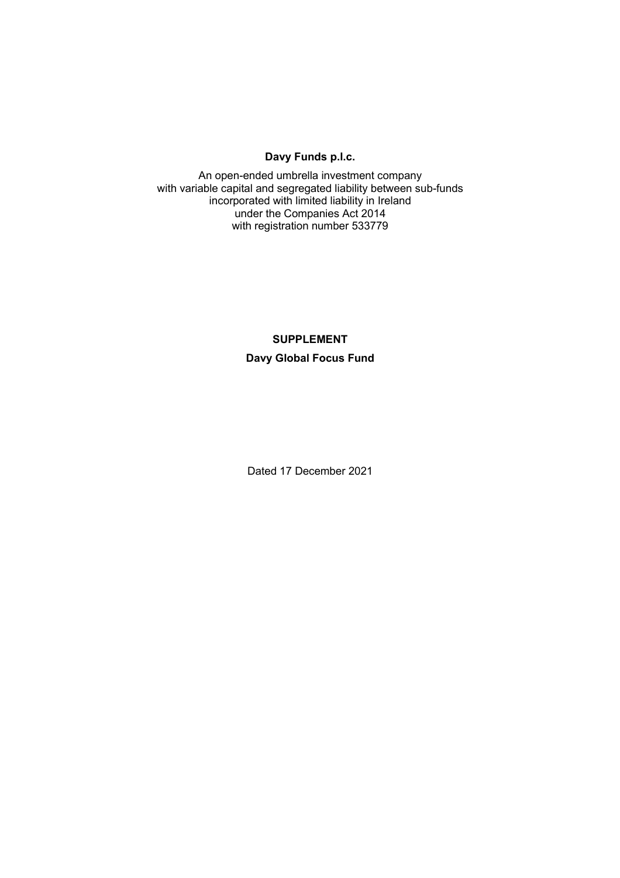**Davy Funds p.l.c.**

An open-ended umbrella investment company
with variable capital and segregated liability between sub-funds
incorporated with limited liability in Ireland
under the Companies Act 2014
with registration number 533779

**SUPPLEMENT**

**Davy Global Focus Fund**

Dated 17 December 2021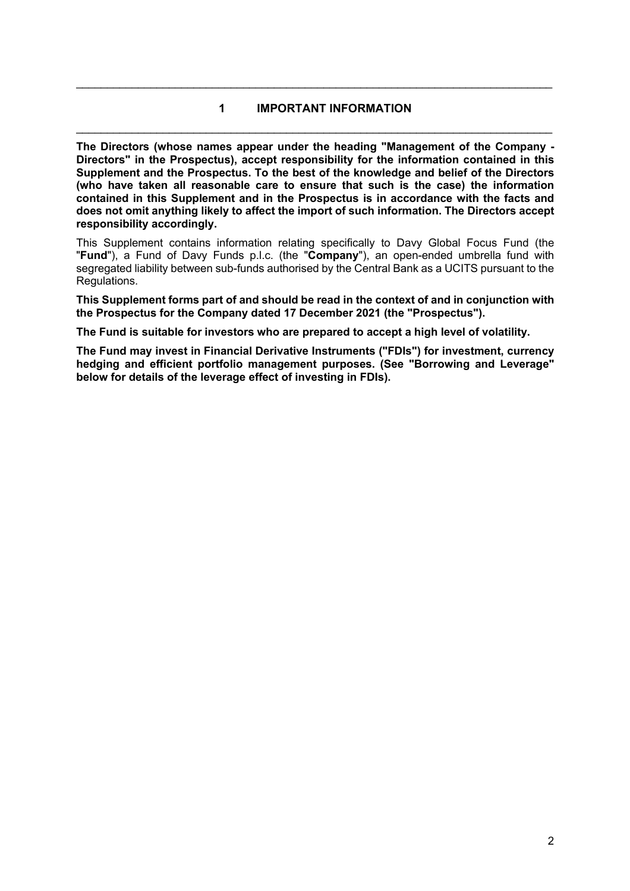# 1 IMPORTANT INFORMATION

**The Directors (whose names appear under the heading "Management of the Company - Directors" in the Prospectus), accept responsibility for the information contained in this Supplement and the Prospectus. To the best of the knowledge and belief of the Directors (who have taken all reasonable care to ensure that such is the case) the information contained in this Supplement and in the Prospectus is in accordance with the facts and does not omit anything likely to affect the import of such information. The Directors accept responsibility accordingly.**

This Supplement contains information relating specifically to Davy Global Focus Fund (the "**Fund**"), a Fund of Davy Funds p.l.c. (the "**Company**"), an open-ended umbrella fund with segregated liability between sub-funds authorised by the Central Bank as a UCITS pursuant to the Regulations.

**This Supplement forms part of and should be read in the context of and in conjunction with the Prospectus for the Company dated 17 December 2021 (the "Prospectus").**

**The Fund is suitable for investors who are prepared to accept a high level of volatility.**

**The Fund may invest in Financial Derivative Instruments ("FDIs") for investment, currency hedging and efficient portfolio management purposes. (See "Borrowing and Leverage" below for details of the leverage effect of investing in FDIs).**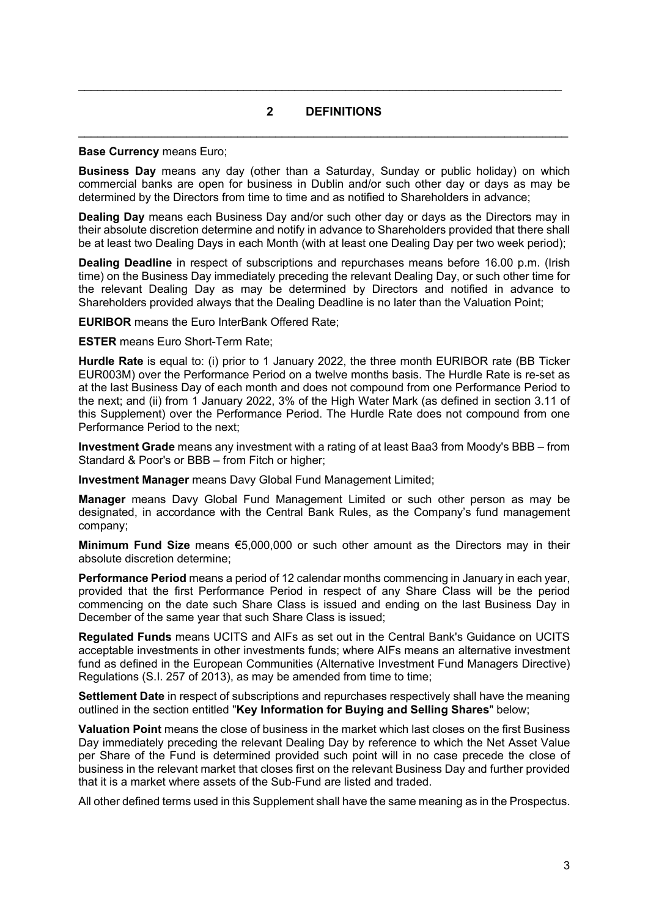## 2 DEFINITIONS

**Base Currency** means Euro;

**Business Day** means any day (other than a Saturday, Sunday or public holiday) on which commercial banks are open for business in Dublin and/or such other day or days as may be determined by the Directors from time to time and as notified to Shareholders in advance;

**Dealing Day** means each Business Day and/or such other day or days as the Directors may in their absolute discretion determine and notify in advance to Shareholders provided that there shall be at least two Dealing Days in each Month (with at least one Dealing Day per two week period);

**Dealing Deadline** in respect of subscriptions and repurchases means before 16.00 p.m. (Irish time) on the Business Day immediately preceding the relevant Dealing Day, or such other time for the relevant Dealing Day as may be determined by Directors and notified in advance to Shareholders provided always that the Dealing Deadline is no later than the Valuation Point;

**EURIBOR** means the Euro InterBank Offered Rate;

**ESTER** means Euro Short-Term Rate;

**Hurdle Rate** is equal to: (i) prior to 1 January 2022, the three month EURIBOR rate (BB Ticker EUR003M) over the Performance Period on a twelve months basis. The Hurdle Rate is re-set as at the last Business Day of each month and does not compound from one Performance Period to the next; and (ii) from 1 January 2022, 3% of the High Water Mark (as defined in section 3.11 of this Supplement) over the Performance Period. The Hurdle Rate does not compound from one Performance Period to the next;

**Investment Grade** means any investment with a rating of at least Baa3 from Moody's BBB – from Standard & Poor's or BBB – from Fitch or higher;

**Investment Manager** means Davy Global Fund Management Limited;

**Manager** means Davy Global Fund Management Limited or such other person as may be designated, in accordance with the Central Bank Rules, as the Company's fund management company;

**Minimum Fund Size** means €5,000,000 or such other amount as the Directors may in their absolute discretion determine;

**Performance Period** means a period of 12 calendar months commencing in January in each year, provided that the first Performance Period in respect of any Share Class will be the period commencing on the date such Share Class is issued and ending on the last Business Day in December of the same year that such Share Class is issued;

**Regulated Funds** means UCITS and AIFs as set out in the Central Bank's Guidance on UCITS acceptable investments in other investments funds; where AIFs means an alternative investment fund as defined in the European Communities (Alternative Investment Fund Managers Directive) Regulations (S.I. 257 of 2013), as may be amended from time to time;

**Settlement Date** in respect of subscriptions and repurchases respectively shall have the meaning outlined in the section entitled "**Key Information for Buying and Selling Shares**" below;

**Valuation Point** means the close of business in the market which last closes on the first Business Day immediately preceding the relevant Dealing Day by reference to which the Net Asset Value per Share of the Fund is determined provided such point will in no case precede the close of business in the relevant market that closes first on the relevant Business Day and further provided that it is a market where assets of the Sub-Fund are listed and traded.

All other defined terms used in this Supplement shall have the same meaning as in the Prospectus.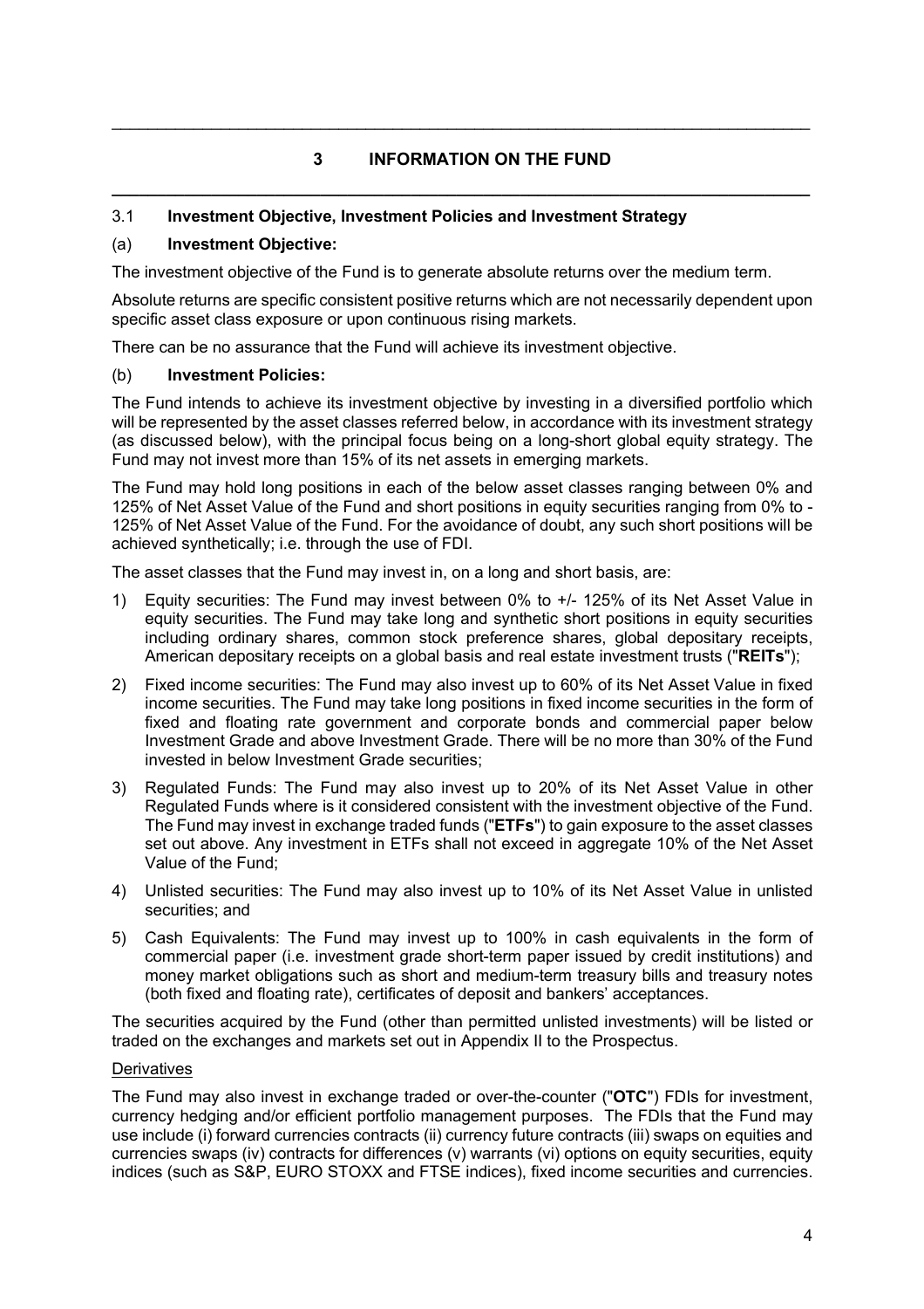## 3 INFORMATION ON THE FUND

### 3.1 Investment Objective, Investment Policies and Investment Strategy

#### (a) Investment Objective:

The investment objective of the Fund is to generate absolute returns over the medium term.

Absolute returns are specific consistent positive returns which are not necessarily dependent upon specific asset class exposure or upon continuous rising markets.

There can be no assurance that the Fund will achieve its investment objective.

#### (b) Investment Policies:

The Fund intends to achieve its investment objective by investing in a diversified portfolio which will be represented by the asset classes referred below, in accordance with its investment strategy (as discussed below), with the principal focus being on a long-short global equity strategy. The Fund may not invest more than 15% of its net assets in emerging markets.

The Fund may hold long positions in each of the below asset classes ranging between 0% and 125% of Net Asset Value of the Fund and short positions in equity securities ranging from 0% to -125% of Net Asset Value of the Fund. For the avoidance of doubt, any such short positions will be achieved synthetically; i.e. through the use of FDI.

The asset classes that the Fund may invest in, on a long and short basis, are:

1) Equity securities: The Fund may invest between 0% to +/- 125% of its Net Asset Value in equity securities. The Fund may take long and synthetic short positions in equity securities including ordinary shares, common stock preference shares, global depositary receipts, American depositary receipts on a global basis and real estate investment trusts ("**REITs**");
2) Fixed income securities: The Fund may also invest up to 60% of its Net Asset Value in fixed income securities. The Fund may take long positions in fixed income securities in the form of fixed and floating rate government and corporate bonds and commercial paper below Investment Grade and above Investment Grade. There will be no more than 30% of the Fund invested in below Investment Grade securities;
3) Regulated Funds: The Fund may also invest up to 20% of its Net Asset Value in other Regulated Funds where is it considered consistent with the investment objective of the Fund. The Fund may invest in exchange traded funds ("**ETFs**") to gain exposure to the asset classes set out above. Any investment in ETFs shall not exceed in aggregate 10% of the Net Asset Value of the Fund;
4) Unlisted securities: The Fund may also invest up to 10% of its Net Asset Value in unlisted securities; and
5) Cash Equivalents: The Fund may invest up to 100% in cash equivalents in the form of commercial paper (i.e. investment grade short-term paper issued by credit institutions) and money market obligations such as short and medium-term treasury bills and treasury notes (both fixed and floating rate), certificates of deposit and bankers' acceptances.

The securities acquired by the Fund (other than permitted unlisted investments) will be listed or traded on the exchanges and markets set out in Appendix II to the Prospectus.

Derivatives

The Fund may also invest in exchange traded or over-the-counter ("**OTC**") FDIs for investment, currency hedging and/or efficient portfolio management purposes. The FDIs that the Fund may use include (i) forward currencies contracts (ii) currency future contracts (iii) swaps on equities and currencies swaps (iv) contracts for differences (v) warrants (vi) options on equity securities, equity indices (such as S&P, EURO STOXX and FTSE indices), fixed income securities and currencies.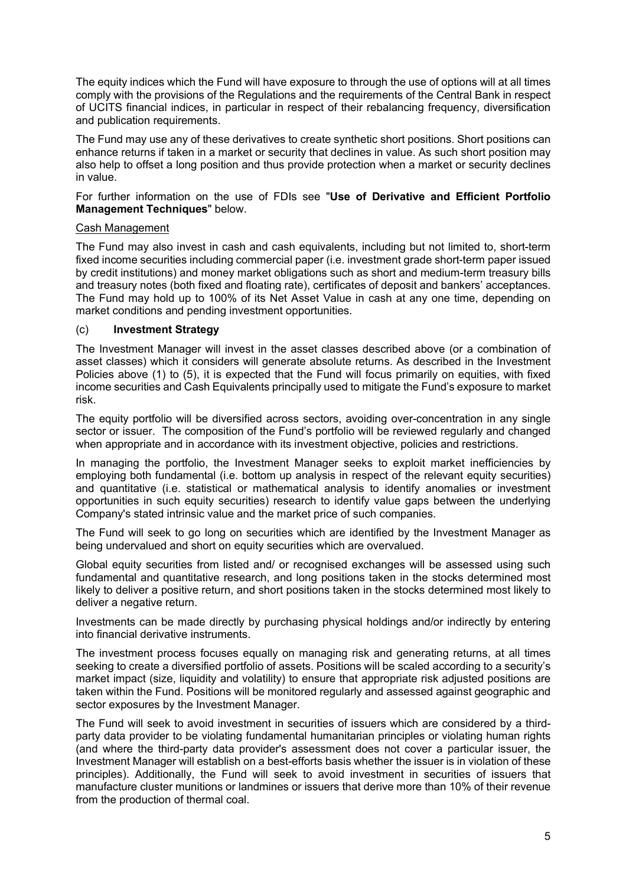The equity indices which the Fund will have exposure to through the use of options will at all times comply with the provisions of the Regulations and the requirements of the Central Bank in respect of UCITS financial indices, in particular in respect of their rebalancing frequency, diversification and publication requirements.

The Fund may use any of these derivatives to create synthetic short positions. Short positions can enhance returns if taken in a market or security that declines in value. As such short position may also help to offset a long position and thus provide protection when a market or security declines in value.

For further information on the use of FDIs see "**Use of Derivative and Efficient Portfolio Management Techniques**" below.

Cash Management

The Fund may also invest in cash and cash equivalents, including but not limited to, short-term fixed income securities including commercial paper (i.e. investment grade short-term paper issued by credit institutions) and money market obligations such as short and medium-term treasury bills and treasury notes (both fixed and floating rate), certificates of deposit and bankers' acceptances. The Fund may hold up to 100% of its Net Asset Value in cash at any one time, depending on market conditions and pending investment opportunities.

### (c) Investment Strategy

The Investment Manager will invest in the asset classes described above (or a combination of asset classes) which it considers will generate absolute returns. As described in the Investment Policies above (1) to (5), it is expected that the Fund will focus primarily on equities, with fixed income securities and Cash Equivalents principally used to mitigate the Fund's exposure to market risk.

The equity portfolio will be diversified across sectors, avoiding over-concentration in any single sector or issuer. The composition of the Fund's portfolio will be reviewed regularly and changed when appropriate and in accordance with its investment objective, policies and restrictions.

In managing the portfolio, the Investment Manager seeks to exploit market inefficiencies by employing both fundamental (i.e. bottom up analysis in respect of the relevant equity securities) and quantitative (i.e. statistical or mathematical analysis to identify anomalies or investment opportunities in such equity securities) research to identify value gaps between the underlying Company's stated intrinsic value and the market price of such companies.

The Fund will seek to go long on securities which are identified by the Investment Manager as being undervalued and short on equity securities which are overvalued.

Global equity securities from listed and/ or recognised exchanges will be assessed using such fundamental and quantitative research, and long positions taken in the stocks determined most likely to deliver a positive return, and short positions taken in the stocks determined most likely to deliver a negative return.

Investments can be made directly by purchasing physical holdings and/or indirectly by entering into financial derivative instruments.

The investment process focuses equally on managing risk and generating returns, at all times seeking to create a diversified portfolio of assets. Positions will be scaled according to a security's market impact (size, liquidity and volatility) to ensure that appropriate risk adjusted positions are taken within the Fund. Positions will be monitored regularly and assessed against geographic and sector exposures by the Investment Manager.

The Fund will seek to avoid investment in securities of issuers which are considered by a third-party data provider to be violating fundamental humanitarian principles or violating human rights (and where the third-party data provider's assessment does not cover a particular issuer, the Investment Manager will establish on a best-efforts basis whether the issuer is in violation of these principles). Additionally, the Fund will seek to avoid investment in securities of issuers that manufacture cluster munitions or landmines or issuers that derive more than 10% of their revenue from the production of thermal coal.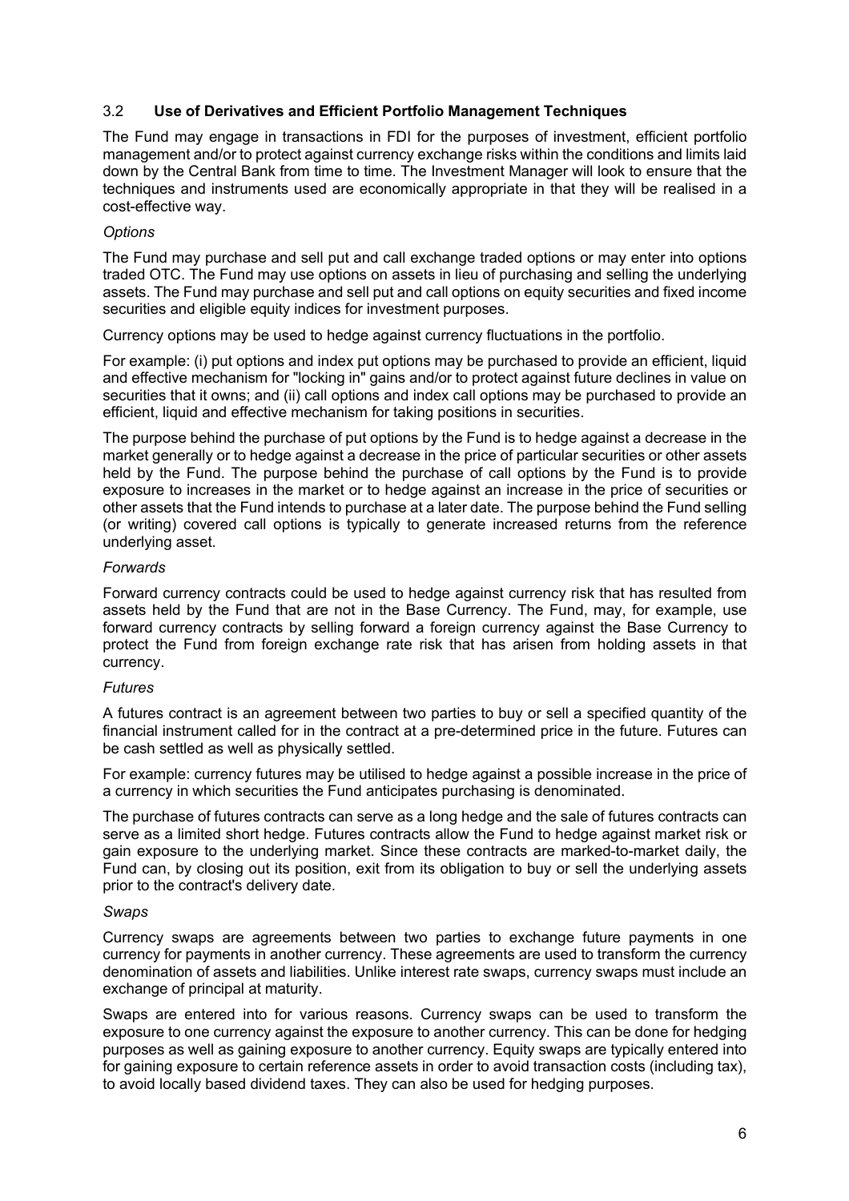### 3.2 **Use of Derivatives and Efficient Portfolio Management Techniques**

The Fund may engage in transactions in FDI for the purposes of investment, efficient portfolio management and/or to protect against currency exchange risks within the conditions and limits laid down by the Central Bank from time to time. The Investment Manager will look to ensure that the techniques and instruments used are economically appropriate in that they will be realised in a cost-effective way.

*Options*

The Fund may purchase and sell put and call exchange traded options or may enter into options traded OTC. The Fund may use options on assets in lieu of purchasing and selling the underlying assets. The Fund may purchase and sell put and call options on equity securities and fixed income securities and eligible equity indices for investment purposes.

Currency options may be used to hedge against currency fluctuations in the portfolio.

For example: (i) put options and index put options may be purchased to provide an efficient, liquid and effective mechanism for "locking in" gains and/or to protect against future declines in value on securities that it owns; and (ii) call options and index call options may be purchased to provide an efficient, liquid and effective mechanism for taking positions in securities.

The purpose behind the purchase of put options by the Fund is to hedge against a decrease in the market generally or to hedge against a decrease in the price of particular securities or other assets held by the Fund. The purpose behind the purchase of call options by the Fund is to provide exposure to increases in the market or to hedge against an increase in the price of securities or other assets that the Fund intends to purchase at a later date. The purpose behind the Fund selling (or writing) covered call options is typically to generate increased returns from the reference underlying asset.

*Forwards*

Forward currency contracts could be used to hedge against currency risk that has resulted from assets held by the Fund that are not in the Base Currency. The Fund, may, for example, use forward currency contracts by selling forward a foreign currency against the Base Currency to protect the Fund from foreign exchange rate risk that has arisen from holding assets in that currency.

*Futures*

A futures contract is an agreement between two parties to buy or sell a specified quantity of the financial instrument called for in the contract at a pre-determined price in the future. Futures can be cash settled as well as physically settled.

For example: currency futures may be utilised to hedge against a possible increase in the price of a currency in which securities the Fund anticipates purchasing is denominated.

The purchase of futures contracts can serve as a long hedge and the sale of futures contracts can serve as a limited short hedge. Futures contracts allow the Fund to hedge against market risk or gain exposure to the underlying market. Since these contracts are marked-to-market daily, the Fund can, by closing out its position, exit from its obligation to buy or sell the underlying assets prior to the contract's delivery date.

*Swaps*

Currency swaps are agreements between two parties to exchange future payments in one currency for payments in another currency. These agreements are used to transform the currency denomination of assets and liabilities. Unlike interest rate swaps, currency swaps must include an exchange of principal at maturity.

Swaps are entered into for various reasons. Currency swaps can be used to transform the exposure to one currency against the exposure to another currency. This can be done for hedging purposes as well as gaining exposure to another currency. Equity swaps are typically entered into for gaining exposure to certain reference assets in order to avoid transaction costs (including tax), to avoid locally based dividend taxes. They can also be used for hedging purposes.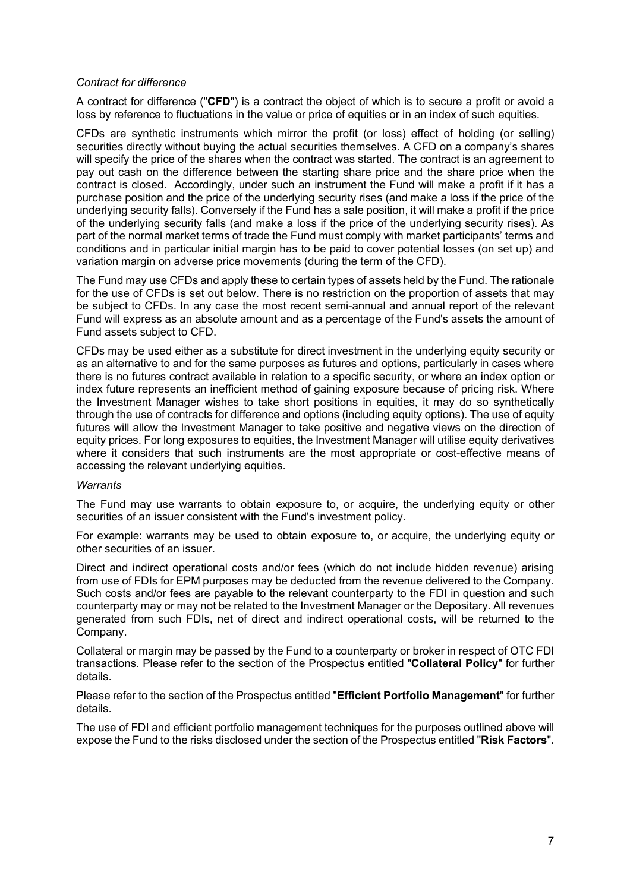*Contract for difference*

A contract for difference ("**CFD**") is a contract the object of which is to secure a profit or avoid a loss by reference to fluctuations in the value or price of equities or in an index of such equities.

CFDs are synthetic instruments which mirror the profit (or loss) effect of holding (or selling) securities directly without buying the actual securities themselves. A CFD on a company's shares will specify the price of the shares when the contract was started. The contract is an agreement to pay out cash on the difference between the starting share price and the share price when the contract is closed. Accordingly, under such an instrument the Fund will make a profit if it has a purchase position and the price of the underlying security rises (and make a loss if the price of the underlying security falls). Conversely if the Fund has a sale position, it will make a profit if the price of the underlying security falls (and make a loss if the price of the underlying security rises). As part of the normal market terms of trade the Fund must comply with market participants' terms and conditions and in particular initial margin has to be paid to cover potential losses (on set up) and variation margin on adverse price movements (during the term of the CFD).

The Fund may use CFDs and apply these to certain types of assets held by the Fund. The rationale for the use of CFDs is set out below. There is no restriction on the proportion of assets that may be subject to CFDs. In any case the most recent semi-annual and annual report of the relevant Fund will express as an absolute amount and as a percentage of the Fund's assets the amount of Fund assets subject to CFD.

CFDs may be used either as a substitute for direct investment in the underlying equity security or as an alternative to and for the same purposes as futures and options, particularly in cases where there is no futures contract available in relation to a specific security, or where an index option or index future represents an inefficient method of gaining exposure because of pricing risk. Where the Investment Manager wishes to take short positions in equities, it may do so synthetically through the use of contracts for difference and options (including equity options). The use of equity futures will allow the Investment Manager to take positive and negative views on the direction of equity prices. For long exposures to equities, the Investment Manager will utilise equity derivatives where it considers that such instruments are the most appropriate or cost-effective means of accessing the relevant underlying equities.

*Warrants*

The Fund may use warrants to obtain exposure to, or acquire, the underlying equity or other securities of an issuer consistent with the Fund's investment policy.

For example: warrants may be used to obtain exposure to, or acquire, the underlying equity or other securities of an issuer.

Direct and indirect operational costs and/or fees (which do not include hidden revenue) arising from use of FDIs for EPM purposes may be deducted from the revenue delivered to the Company. Such costs and/or fees are payable to the relevant counterparty to the FDI in question and such counterparty may or may not be related to the Investment Manager or the Depositary. All revenues generated from such FDIs, net of direct and indirect operational costs, will be returned to the Company.

Collateral or margin may be passed by the Fund to a counterparty or broker in respect of OTC FDI transactions. Please refer to the section of the Prospectus entitled "**Collateral Policy**" for further details.

Please refer to the section of the Prospectus entitled "**Efficient Portfolio Management**" for further details.

The use of FDI and efficient portfolio management techniques for the purposes outlined above will expose the Fund to the risks disclosed under the section of the Prospectus entitled "**Risk Factors**".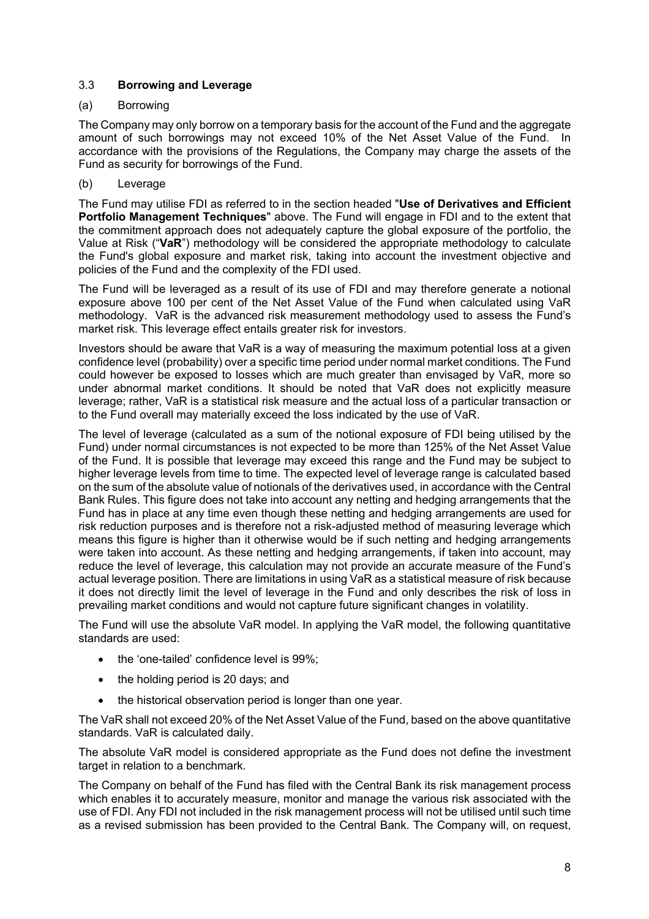### 3.3 **Borrowing and Leverage**

(a) Borrowing

The Company may only borrow on a temporary basis for the account of the Fund and the aggregate amount of such borrowings may not exceed 10% of the Net Asset Value of the Fund. In accordance with the provisions of the Regulations, the Company may charge the assets of the Fund as security for borrowings of the Fund.

(b) Leverage

The Fund may utilise FDI as referred to in the section headed "**Use of Derivatives and Efficient Portfolio Management Techniques**" above. The Fund will engage in FDI and to the extent that the commitment approach does not adequately capture the global exposure of the portfolio, the Value at Risk ("**VaR**") methodology will be considered the appropriate methodology to calculate the Fund's global exposure and market risk, taking into account the investment objective and policies of the Fund and the complexity of the FDI used.

The Fund will be leveraged as a result of its use of FDI and may therefore generate a notional exposure above 100 per cent of the Net Asset Value of the Fund when calculated using VaR methodology. VaR is the advanced risk measurement methodology used to assess the Fund's market risk. This leverage effect entails greater risk for investors.

Investors should be aware that VaR is a way of measuring the maximum potential loss at a given confidence level (probability) over a specific time period under normal market conditions. The Fund could however be exposed to losses which are much greater than envisaged by VaR, more so under abnormal market conditions. It should be noted that VaR does not explicitly measure leverage; rather, VaR is a statistical risk measure and the actual loss of a particular transaction or to the Fund overall may materially exceed the loss indicated by the use of VaR.

The level of leverage (calculated as a sum of the notional exposure of FDI being utilised by the Fund) under normal circumstances is not expected to be more than 125% of the Net Asset Value of the Fund. It is possible that leverage may exceed this range and the Fund may be subject to higher leverage levels from time to time. The expected level of leverage range is calculated based on the sum of the absolute value of notionals of the derivatives used, in accordance with the Central Bank Rules. This figure does not take into account any netting and hedging arrangements that the Fund has in place at any time even though these netting and hedging arrangements are used for risk reduction purposes and is therefore not a risk-adjusted method of measuring leverage which means this figure is higher than it otherwise would be if such netting and hedging arrangements were taken into account. As these netting and hedging arrangements, if taken into account, may reduce the level of leverage, this calculation may not provide an accurate measure of the Fund's actual leverage position. There are limitations in using VaR as a statistical measure of risk because it does not directly limit the level of leverage in the Fund and only describes the risk of loss in prevailing market conditions and would not capture future significant changes in volatility.

The Fund will use the absolute VaR model. In applying the VaR model, the following quantitative standards are used:

- the 'one-tailed' confidence level is 99%;
- the holding period is 20 days; and
- the historical observation period is longer than one year.

The VaR shall not exceed 20% of the Net Asset Value of the Fund, based on the above quantitative standards. VaR is calculated daily.

The absolute VaR model is considered appropriate as the Fund does not define the investment target in relation to a benchmark.

The Company on behalf of the Fund has filed with the Central Bank its risk management process which enables it to accurately measure, monitor and manage the various risk associated with the use of FDI. Any FDI not included in the risk management process will not be utilised until such time as a revised submission has been provided to the Central Bank. The Company will, on request,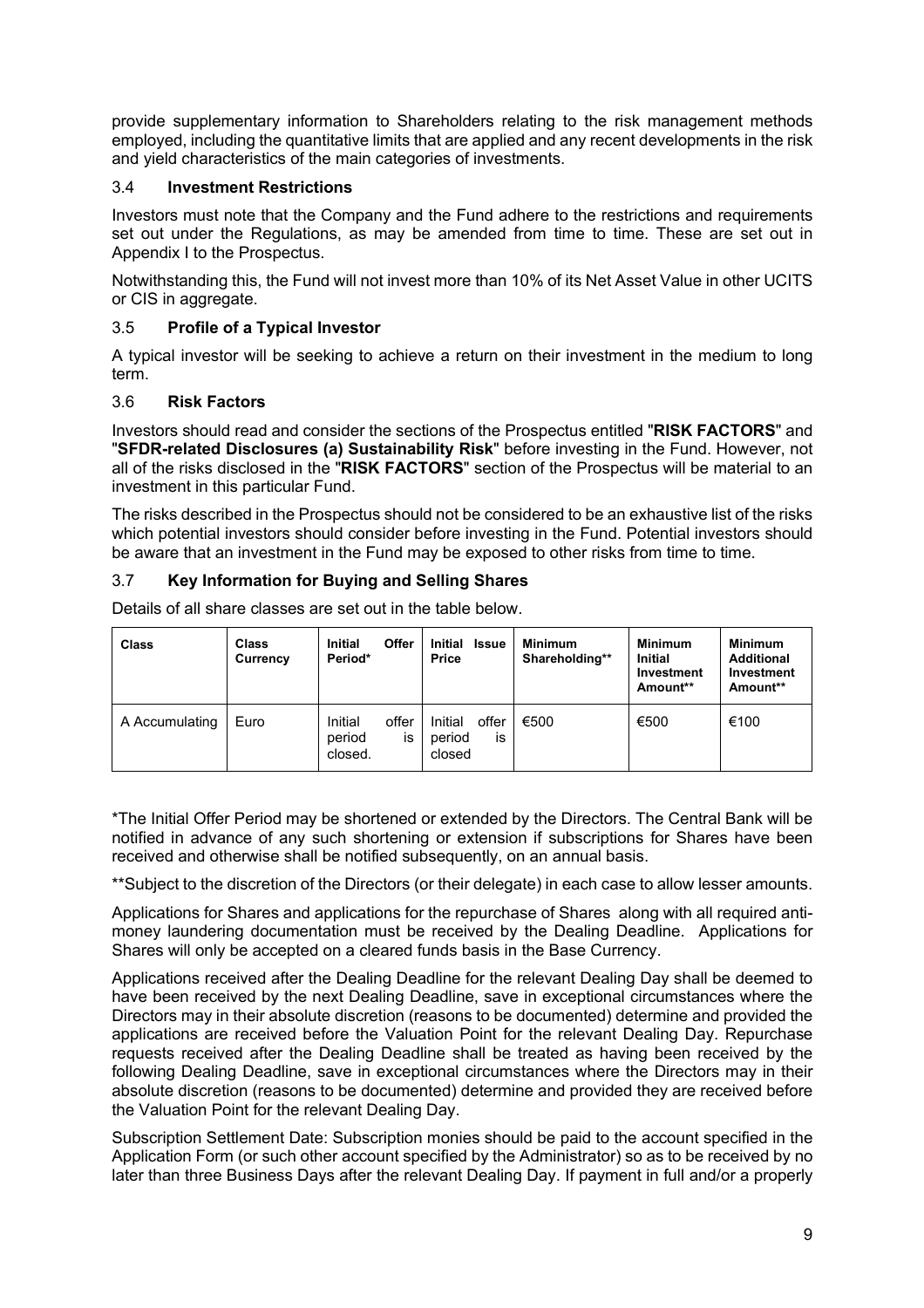provide supplementary information to Shareholders relating to the risk management methods employed, including the quantitative limits that are applied and any recent developments in the risk and yield characteristics of the main categories of investments.

### 3.4 **Investment Restrictions**

Investors must note that the Company and the Fund adhere to the restrictions and requirements set out under the Regulations, as may be amended from time to time. These are set out in Appendix I to the Prospectus.

Notwithstanding this, the Fund will not invest more than 10% of its Net Asset Value in other UCITS or CIS in aggregate.

### 3.5 **Profile of a Typical Investor**

A typical investor will be seeking to achieve a return on their investment in the medium to long term.

### 3.6 **Risk Factors**

Investors should read and consider the sections of the Prospectus entitled "**RISK FACTORS**" and "**SFDR-related Disclosures (a) Sustainability Risk**" before investing in the Fund. However, not all of the risks disclosed in the "**RISK FACTORS**" section of the Prospectus will be material to an investment in this particular Fund.

The risks described in the Prospectus should not be considered to be an exhaustive list of the risks which potential investors should consider before investing in the Fund. Potential investors should be aware that an investment in the Fund may be exposed to other risks from time to time.

### 3.7 **Key Information for Buying and Selling Shares**

Details of all share classes are set out in the table below.

| Class | Class Currency | Initial Offer Period* | Initial Issue Price | Minimum Shareholding** | Minimum Initial Investment Amount** | Minimum Additional Investment Amount** |
|---|---|---|---|---|---|---|
| A Accumulating | Euro | Initial offer period is closed. | Initial offer period is closed | €500 | €500 | €100 |

*The Initial Offer Period may be shortened or extended by the Directors. The Central Bank will be notified in advance of any such shortening or extension if subscriptions for Shares have been received and otherwise shall be notified subsequently, on an annual basis.

**Subject to the discretion of the Directors (or their delegate) in each case to allow lesser amounts.

Applications for Shares and applications for the repurchase of Shares along with all required anti-money laundering documentation must be received by the Dealing Deadline. Applications for Shares will only be accepted on a cleared funds basis in the Base Currency.

Applications received after the Dealing Deadline for the relevant Dealing Day shall be deemed to have been received by the next Dealing Deadline, save in exceptional circumstances where the Directors may in their absolute discretion (reasons to be documented) determine and provided the applications are received before the Valuation Point for the relevant Dealing Day. Repurchase requests received after the Dealing Deadline shall be treated as having been received by the following Dealing Deadline, save in exceptional circumstances where the Directors may in their absolute discretion (reasons to be documented) determine and provided they are received before the Valuation Point for the relevant Dealing Day.

Subscription Settlement Date: Subscription monies should be paid to the account specified in the Application Form (or such other account specified by the Administrator) so as to be received by no later than three Business Days after the relevant Dealing Day. If payment in full and/or a properly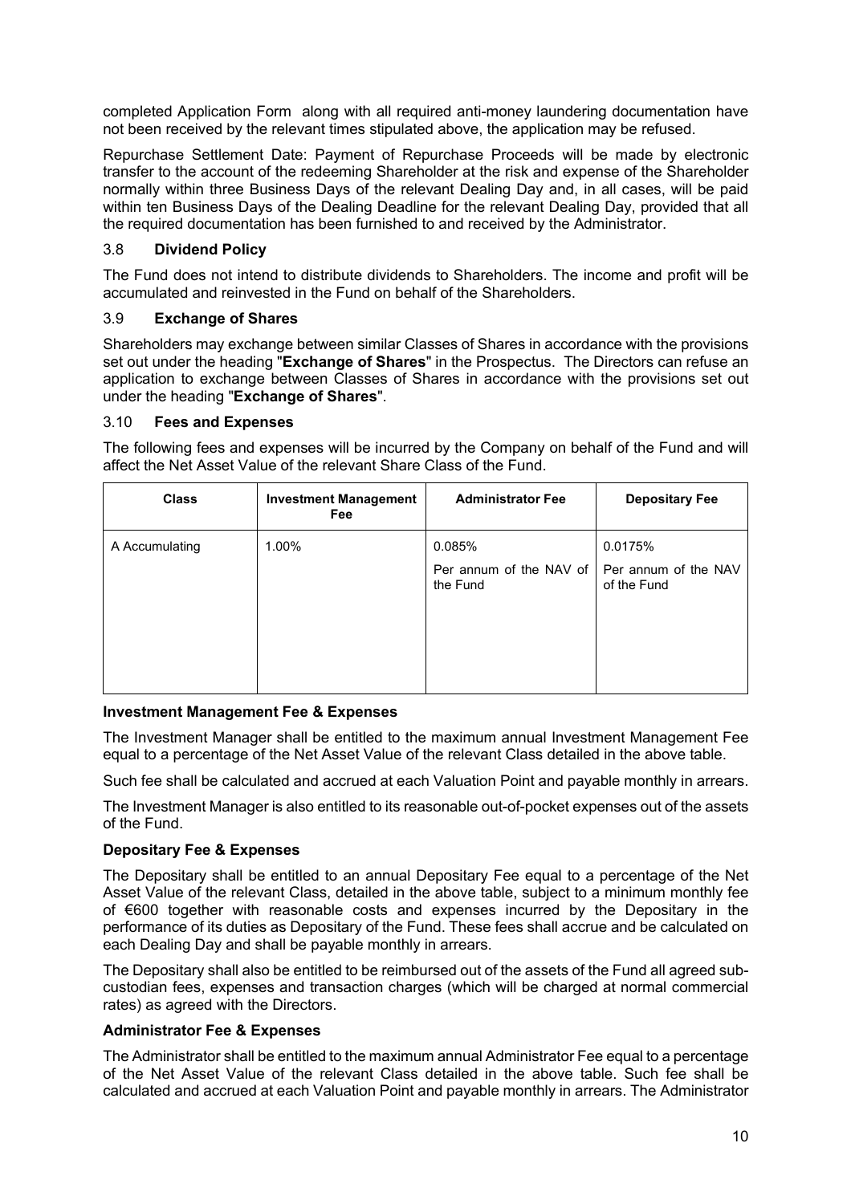completed Application Form along with all required anti-money laundering documentation have not been received by the relevant times stipulated above, the application may be refused.

Repurchase Settlement Date: Payment of Repurchase Proceeds will be made by electronic transfer to the account of the redeeming Shareholder at the risk and expense of the Shareholder normally within three Business Days of the relevant Dealing Day and, in all cases, will be paid within ten Business Days of the Dealing Deadline for the relevant Dealing Day, provided that all the required documentation has been furnished to and received by the Administrator.

### 3.8 Dividend Policy

The Fund does not intend to distribute dividends to Shareholders. The income and profit will be accumulated and reinvested in the Fund on behalf of the Shareholders.

### 3.9 Exchange of Shares

Shareholders may exchange between similar Classes of Shares in accordance with the provisions set out under the heading "**Exchange of Shares**" in the Prospectus. The Directors can refuse an application to exchange between Classes of Shares in accordance with the provisions set out under the heading "**Exchange of Shares**".

### 3.10 Fees and Expenses

The following fees and expenses will be incurred by the Company on behalf of the Fund and will affect the Net Asset Value of the relevant Share Class of the Fund.

| Class | Investment Management Fee | Administrator Fee | Depositary Fee |
|---|---|---|---|
| A Accumulating | 1.00% | 0.085%<br>Per annum of the NAV of the Fund | 0.0175%<br>Per annum of the NAV of the Fund |

**Investment Management Fee & Expenses**

The Investment Manager shall be entitled to the maximum annual Investment Management Fee equal to a percentage of the Net Asset Value of the relevant Class detailed in the above table.

Such fee shall be calculated and accrued at each Valuation Point and payable monthly in arrears.

The Investment Manager is also entitled to its reasonable out-of-pocket expenses out of the assets of the Fund.

**Depositary Fee & Expenses**

The Depositary shall be entitled to an annual Depositary Fee equal to a percentage of the Net Asset Value of the relevant Class, detailed in the above table, subject to a minimum monthly fee of €600 together with reasonable costs and expenses incurred by the Depositary in the performance of its duties as Depositary of the Fund. These fees shall accrue and be calculated on each Dealing Day and shall be payable monthly in arrears.

The Depositary shall also be entitled to be reimbursed out of the assets of the Fund all agreed sub-custodian fees, expenses and transaction charges (which will be charged at normal commercial rates) as agreed with the Directors.

**Administrator Fee & Expenses**

The Administrator shall be entitled to the maximum annual Administrator Fee equal to a percentage of the Net Asset Value of the relevant Class detailed in the above table. Such fee shall be calculated and accrued at each Valuation Point and payable monthly in arrears. The Administrator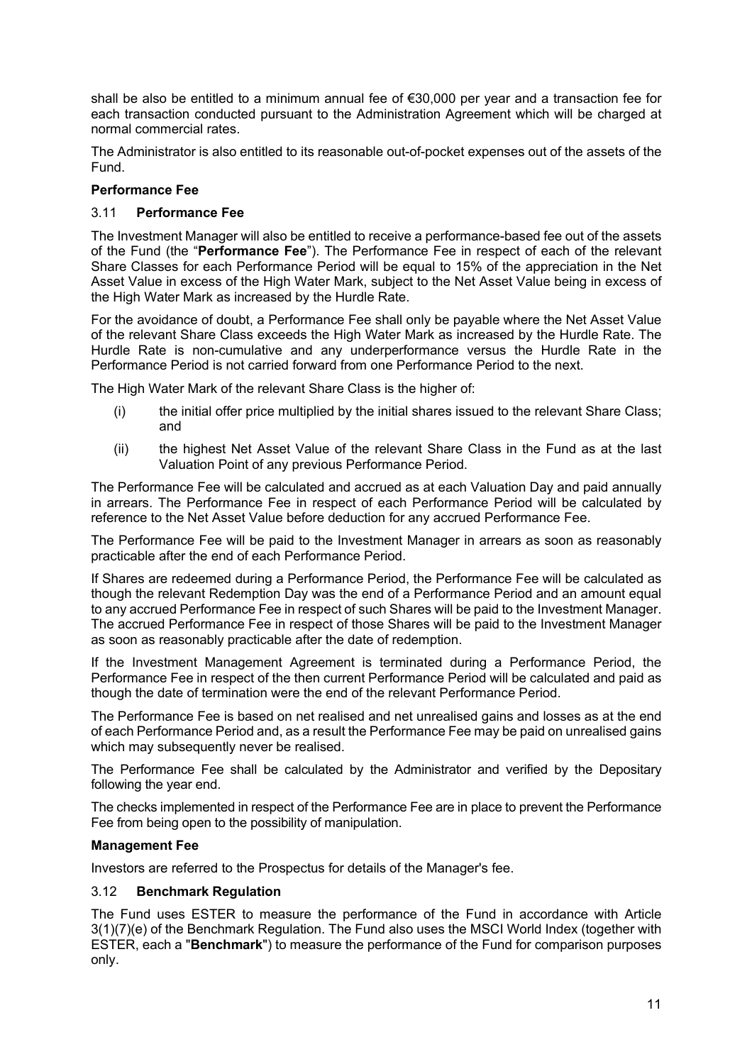shall be also be entitled to a minimum annual fee of €30,000 per year and a transaction fee for each transaction conducted pursuant to the Administration Agreement which will be charged at normal commercial rates.

The Administrator is also entitled to its reasonable out-of-pocket expenses out of the assets of the Fund.

**Performance Fee**

3.11 **Performance Fee**

The Investment Manager will also be entitled to receive a performance-based fee out of the assets of the Fund (the "**Performance Fee**"). The Performance Fee in respect of each of the relevant Share Classes for each Performance Period will be equal to 15% of the appreciation in the Net Asset Value in excess of the High Water Mark, subject to the Net Asset Value being in excess of the High Water Mark as increased by the Hurdle Rate.

For the avoidance of doubt, a Performance Fee shall only be payable where the Net Asset Value of the relevant Share Class exceeds the High Water Mark as increased by the Hurdle Rate. The Hurdle Rate is non-cumulative and any underperformance versus the Hurdle Rate in the Performance Period is not carried forward from one Performance Period to the next.

The High Water Mark of the relevant Share Class is the higher of:

(i) the initial offer price multiplied by the initial shares issued to the relevant Share Class; and

(ii) the highest Net Asset Value of the relevant Share Class in the Fund as at the last Valuation Point of any previous Performance Period.

The Performance Fee will be calculated and accrued as at each Valuation Day and paid annually in arrears. The Performance Fee in respect of each Performance Period will be calculated by reference to the Net Asset Value before deduction for any accrued Performance Fee.

The Performance Fee will be paid to the Investment Manager in arrears as soon as reasonably practicable after the end of each Performance Period.

If Shares are redeemed during a Performance Period, the Performance Fee will be calculated as though the relevant Redemption Day was the end of a Performance Period and an amount equal to any accrued Performance Fee in respect of such Shares will be paid to the Investment Manager. The accrued Performance Fee in respect of those Shares will be paid to the Investment Manager as soon as reasonably practicable after the date of redemption.

If the Investment Management Agreement is terminated during a Performance Period, the Performance Fee in respect of the then current Performance Period will be calculated and paid as though the date of termination were the end of the relevant Performance Period.

The Performance Fee is based on net realised and net unrealised gains and losses as at the end of each Performance Period and, as a result the Performance Fee may be paid on unrealised gains which may subsequently never be realised.

The Performance Fee shall be calculated by the Administrator and verified by the Depositary following the year end.

The checks implemented in respect of the Performance Fee are in place to prevent the Performance Fee from being open to the possibility of manipulation.

**Management Fee**

Investors are referred to the Prospectus for details of the Manager's fee.

3.12 **Benchmark Regulation**

The Fund uses ESTER to measure the performance of the Fund in accordance with Article 3(1)(7)(e) of the Benchmark Regulation. The Fund also uses the MSCI World Index (together with ESTER, each a "**Benchmark**") to measure the performance of the Fund for comparison purposes only.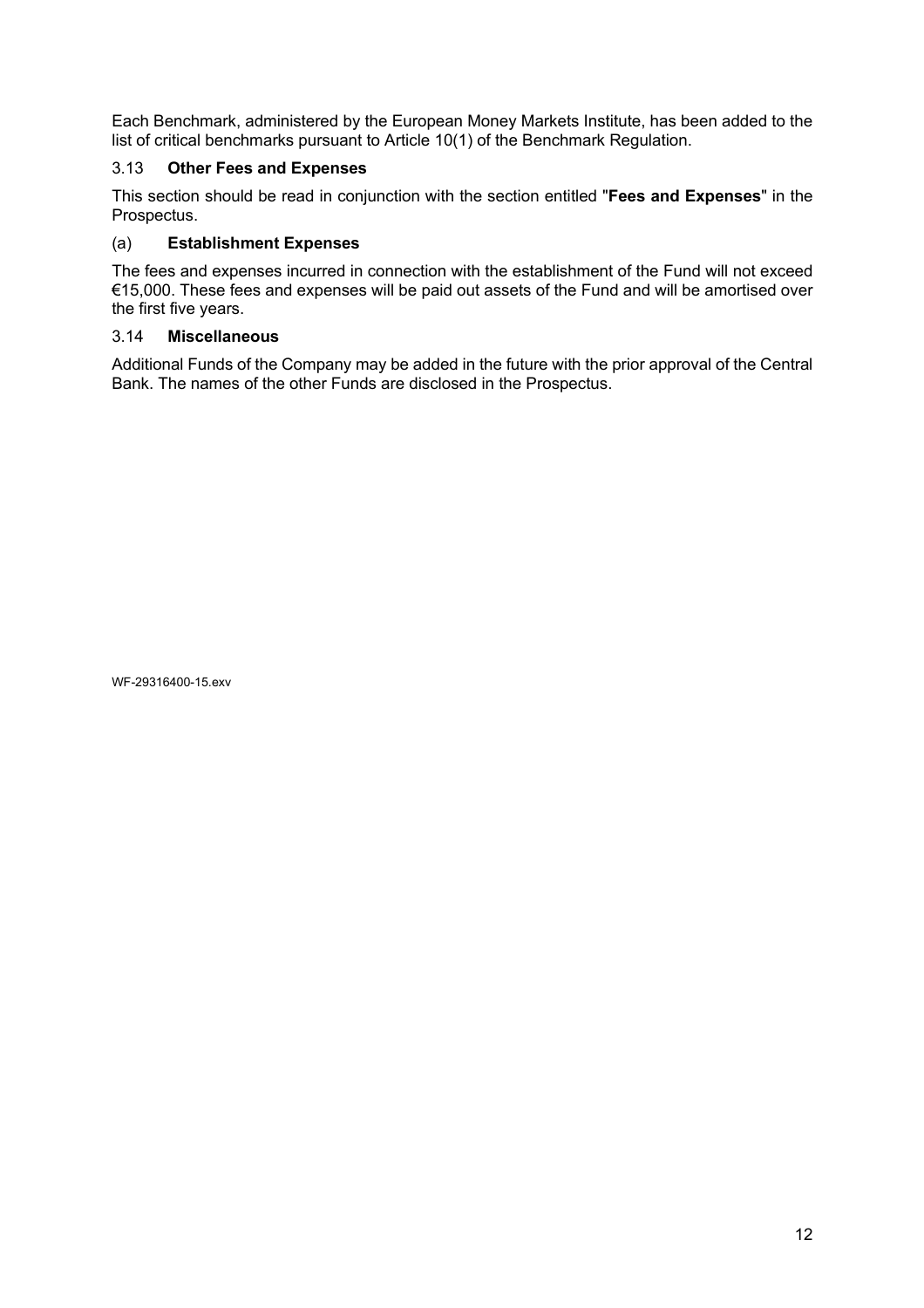Each Benchmark, administered by the European Money Markets Institute, has been added to the list of critical benchmarks pursuant to Article 10(1) of the Benchmark Regulation.

### 3.13 Other Fees and Expenses

This section should be read in conjunction with the section entitled "**Fees and Expenses**" in the Prospectus.

#### (a) Establishment Expenses

The fees and expenses incurred in connection with the establishment of the Fund will not exceed €15,000. These fees and expenses will be paid out assets of the Fund and will be amortised over the first five years.

### 3.14 Miscellaneous

Additional Funds of the Company may be added in the future with the prior approval of the Central Bank. The names of the other Funds are disclosed in the Prospectus.

WF-29316400-15.exv